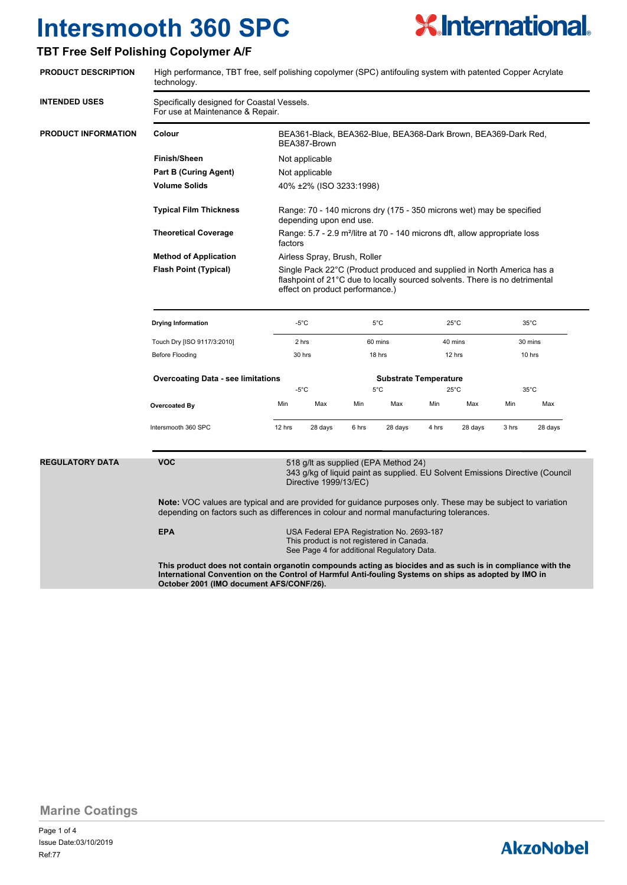# Intersmooth 360 SPC

## TBT Free Self Polishing Copolymer A/F

**PRODUCT DESCRIPTION**

High performance, TBT free, self polishing copolymer (SPC) antifouling system with patented Copper Acrylate technology.

**INTENDED USES**

Specifically designed for Coastal Vessels.
For use at Maintenance & Repair.

**PRODUCT INFORMATION**

| | |
|---|---|
| **Colour** | BEA361-Black, BEA362-Blue, BEA368-Dark Brown, BEA369-Dark Red, BEA387-Brown |
| **Finish/Sheen** | Not applicable |
| **Part B (Curing Agent)** | Not applicable |
| **Volume Solids** | 40% ±2% (ISO 3233:1998) |
| **Typical Film Thickness** | Range: 70 - 140 microns dry (175 - 350 microns wet) may be specified depending upon end use. |
| **Theoretical Coverage** | Range: 5.7 - 2.9 m²/litre at 70 - 140 microns dft, allow appropriate loss factors |
| **Method of Application** | Airless Spray, Brush, Roller |
| **Flash Point (Typical)** | Single Pack 22°C (Product produced and supplied in North America has a flashpoint of 21°C due to locally sourced solvents. There is no detrimental effect on product performance.) |

| Drying Information | -5°C | 5°C | 25°C | 35°C |
|---|---|---|---|---|
| Touch Dry [ISO 9117/3:2010] | 2 hrs | 60 mins | 40 mins | 30 mins |
| Before Flooding | 30 hrs | 18 hrs | 12 hrs | 10 hrs |

| **Overcoating Data - see limitations** | **Substrate Temperature** | | | | | | | |
|---|---|---|---|---|---|---|---|---|
| | -5°C | | 5°C | | 25°C | | 35°C | |
| **Overcoated By** | Min | Max | Min | Max | Min | Max | Min | Max |
| Intersmooth 360 SPC | 12 hrs | 28 days | 6 hrs | 28 days | 4 hrs | 28 days | 3 hrs | 28 days |

**REGULATORY DATA**

**VOC**

518 g/lt as supplied (EPA Method 24)
343 g/kg of liquid paint as supplied. EU Solvent Emissions Directive (Council Directive 1999/13/EC)

**Note:** VOC values are typical and are provided for guidance purposes only. These may be subject to variation depending on factors such as differences in colour and normal manufacturing tolerances.

**EPA**

USA Federal EPA Registration No. 2693-187
This product is not registered in Canada.
See Page 4 for additional Regulatory Data.

**This product does not contain organotin compounds acting as biocides and as such is in compliance with the International Convention on the Control of Harmful Anti-fouling Systems on ships as adopted by IMO in October 2001 (IMO document AFS/CONF/26).**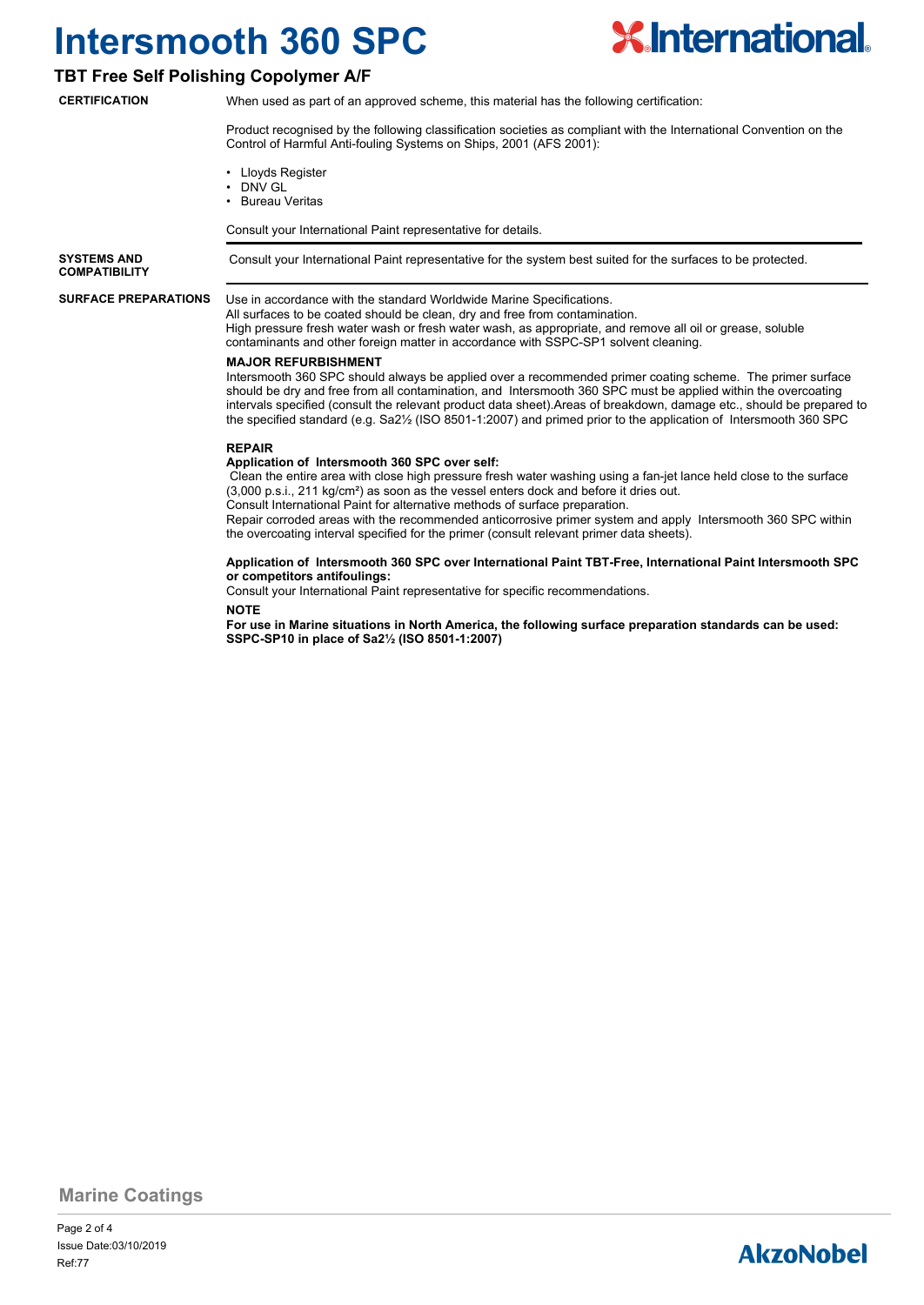# Intersmooth 360 SPC

## TBT Free Self Polishing Copolymer A/F

**CERTIFICATION**

When used as part of an approved scheme, this material has the following certification:

Product recognised by the following classification societies as compliant with the International Convention on the Control of Harmful Anti-fouling Systems on Ships, 2001 (AFS 2001):

- Lloyds Register
- DNV GL
- Bureau Veritas

Consult your International Paint representative for details.

**SYSTEMS AND COMPATIBILITY**

Consult your International Paint representative for the system best suited for the surfaces to be protected.

**SURFACE PREPARATIONS**

Use in accordance with the standard Worldwide Marine Specifications.
All surfaces to be coated should be clean, dry and free from contamination.
High pressure fresh water wash or fresh water wash, as appropriate, and remove all oil or grease, soluble contaminants and other foreign matter in accordance with SSPC-SP1 solvent cleaning.

**MAJOR REFURBISHMENT**

Intersmooth 360 SPC should always be applied over a recommended primer coating scheme. The primer surface should be dry and free from all contamination, and Intersmooth 360 SPC must be applied within the overcoating intervals specified (consult the relevant product data sheet).Areas of breakdown, damage etc., should be prepared to the specified standard (e.g. Sa2½ (ISO 8501-1:2007) and primed prior to the application of Intersmooth 360 SPC

**REPAIR**

**Application of Intersmooth 360 SPC over self:**

Clean the entire area with close high pressure fresh water washing using a fan-jet lance held close to the surface (3,000 p.s.i., 211 kg/cm²) as soon as the vessel enters dock and before it dries out.
Consult International Paint for alternative methods of surface preparation.
Repair corroded areas with the recommended anticorrosive primer system and apply Intersmooth 360 SPC within the overcoating interval specified for the primer (consult relevant primer data sheets).

**Application of Intersmooth 360 SPC over International Paint TBT-Free, International Paint Intersmooth SPC or competitors antifoulings:**

Consult your International Paint representative for specific recommendations.

**NOTE**

**For use in Marine situations in North America, the following surface preparation standards can be used: SSPC-SP10 in place of Sa2½ (ISO 8501-1:2007)**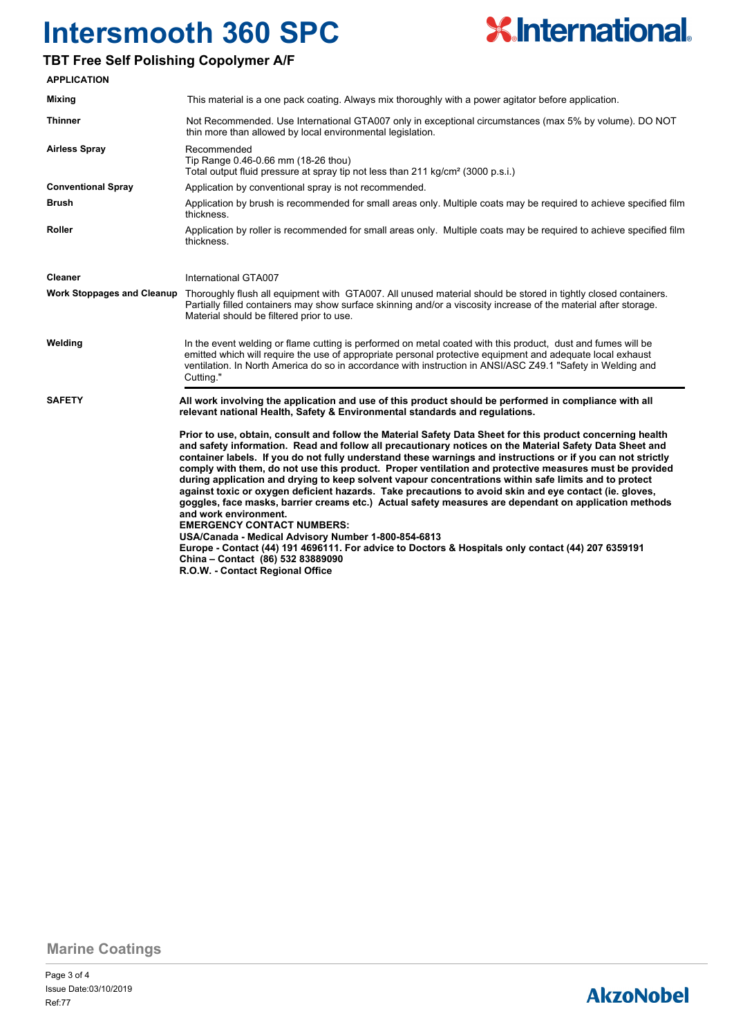# Intersmooth 360 SPC

## TBT Free Self Polishing Copolymer A/F

### APPLICATION

| | |
|---|---|
| **Mixing** | This material is a one pack coating. Always mix thoroughly with a power agitator before application. |
| **Thinner** | Not Recommended. Use International GTA007 only in exceptional circumstances (max 5% by volume). DO NOT thin more than allowed by local environmental legislation. |
| **Airless Spray** | Recommended<br>Tip Range 0.46-0.66 mm (18-26 thou)<br>Total output fluid pressure at spray tip not less than 211 kg/cm² (3000 p.s.i.) |
| **Conventional Spray** | Application by conventional spray is not recommended. |
| **Brush** | Application by brush is recommended for small areas only. Multiple coats may be required to achieve specified film thickness. |
| **Roller** | Application by roller is recommended for small areas only. Multiple coats may be required to achieve specified film thickness. |
| **Cleaner** | International GTA007 |
| **Work Stoppages and Cleanup** | Thoroughly flush all equipment with GTA007. All unused material should be stored in tightly closed containers. Partially filled containers may show surface skinning and/or a viscosity increase of the material after storage. Material should be filtered prior to use. |
| **Welding** | In the event welding or flame cutting is performed on metal coated with this product, dust and fumes will be emitted which will require the use of appropriate personal protective equipment and adequate local exhaust ventilation. In North America do so in accordance with instruction in ANSI/ASC Z49.1 "Safety in Welding and Cutting." |

### SAFETY

**All work involving the application and use of this product should be performed in compliance with all relevant national Health, Safety & Environmental standards and regulations.**

**Prior to use, obtain, consult and follow the Material Safety Data Sheet for this product concerning health and safety information. Read and follow all precautionary notices on the Material Safety Data Sheet and container labels. If you do not fully understand these warnings and instructions or if you can not strictly comply with them, do not use this product. Proper ventilation and protective measures must be provided during application and drying to keep solvent vapour concentrations within safe limits and to protect against toxic or oxygen deficient hazards. Take precautions to avoid skin and eye contact (ie. gloves, goggles, face masks, barrier creams etc.) Actual safety measures are dependant on application methods and work environment.**

**EMERGENCY CONTACT NUMBERS:**

**USA/Canada - Medical Advisory Number 1-800-854-6813**

**Europe - Contact (44) 191 4696111. For advice to Doctors & Hospitals only contact (44) 207 6359191**

**China – Contact (86) 532 83889090**

**R.O.W. - Contact Regional Office**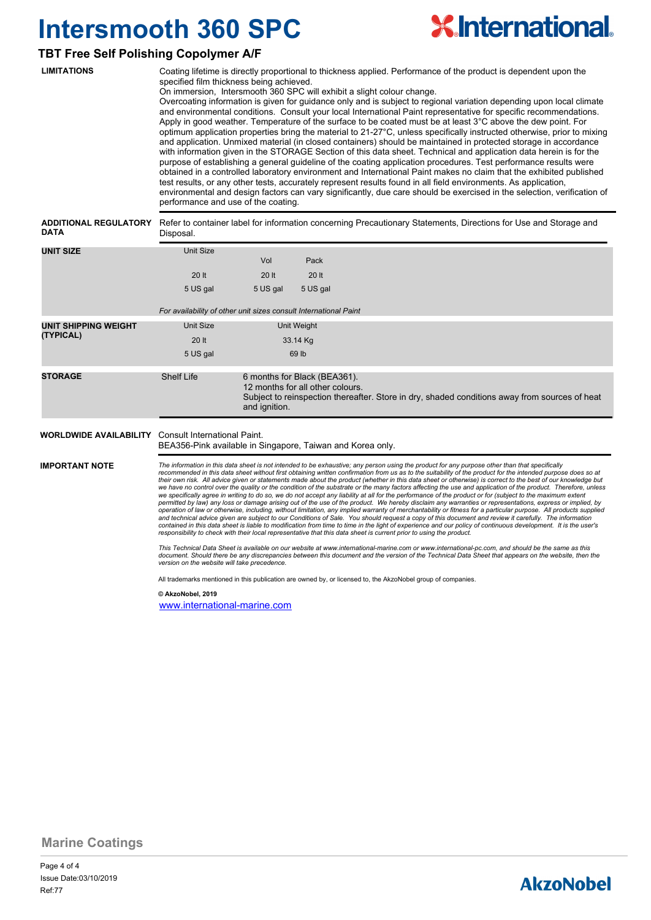# Intersmooth 360 SPC

## TBT Free Self Polishing Copolymer A/F

**LIMITATIONS**

Coating lifetime is directly proportional to thickness applied. Performance of the product is dependent upon the specified film thickness being achieved.
On immersion, Intersmooth 360 SPC will exhibit a slight colour change.
Overcoating information is given for guidance only and is subject to regional variation depending upon local climate and environmental conditions. Consult your local International Paint representative for specific recommendations. Apply in good weather. Temperature of the surface to be coated must be at least 3°C above the dew point. For optimum application properties bring the material to 21-27°C, unless specifically instructed otherwise, prior to mixing and application. Unmixed material (in closed containers) should be maintained in protected storage in accordance with information given in the STORAGE Section of this data sheet. Technical and application data herein is for the purpose of establishing a general guideline of the coating application procedures. Test performance results were obtained in a controlled laboratory environment and International Paint makes no claim that the exhibited published test results, or any other tests, accurately represent results found in all field environments. As application, environmental and design factors can vary significantly, due care should be exercised in the selection, verification of performance and use of the coating.

**ADDITIONAL REGULATORY DATA**

Refer to container label for information concerning Precautionary Statements, Directions for Use and Storage and Disposal.

**UNIT SIZE**

| Unit Size | Vol | Pack |
|---|---|---|
| 20 lt | 20 lt | 20 lt |
| 5 US gal | 5 US gal | 5 US gal |

*For availability of other unit sizes consult International Paint*

**UNIT SHIPPING WEIGHT (TYPICAL)**

| Unit Size | Unit Weight |
|---|---|
| 20 lt | 33.14 Kg |
| 5 US gal | 69 lb |

**STORAGE**

Shelf Life: 6 months for Black (BEA361).
12 months for all other colours.
Subject to reinspection thereafter. Store in dry, shaded conditions away from sources of heat and ignition.

**WORLDWIDE AVAILABILITY**

Consult International Paint.
BEA356-Pink available in Singapore, Taiwan and Korea only.

**IMPORTANT NOTE**

*The information in this data sheet is not intended to be exhaustive; any person using the product for any purpose other than that specifically recommended in this data sheet without first obtaining written confirmation from us as to the suitability of the product for the intended purpose does so at their own risk. All advice given or statements made about the product (whether in this data sheet or otherwise) is correct to the best of our knowledge but we have no control over the quality or the condition of the substrate or the many factors affecting the use and application of the product. Therefore, unless we specifically agree in writing to do so, we do not accept any liability at all for the performance of the product or for (subject to the maximum extent permitted by law) any loss or damage arising out of the use of the product. We hereby disclaim any warranties or representations, express or implied, by operation of law or otherwise, including, without limitation, any implied warranty of merchantability or fitness for a particular purpose. All products supplied and technical advice given are subject to our Conditions of Sale. You should request a copy of this document and review it carefully. The information contained in this data sheet is liable to modification from time to time in the light of experience and our policy of continuous development. It is the user's responsibility to check with their local representative that this data sheet is current prior to using the product.*

*This Technical Data Sheet is available on our website at www.international-marine.com or www.international-pc.com, and should be the same as this document. Should there be any discrepancies between this document and the version of the Technical Data Sheet that appears on the website, then the version on the website will take precedence.*

All trademarks mentioned in this publication are owned by, or licensed to, the AkzoNobel group of companies.

**© AkzoNobel, 2019**

www.international-marine.com

Marine Coatings

Issue Date:03/10/2019
Ref:77